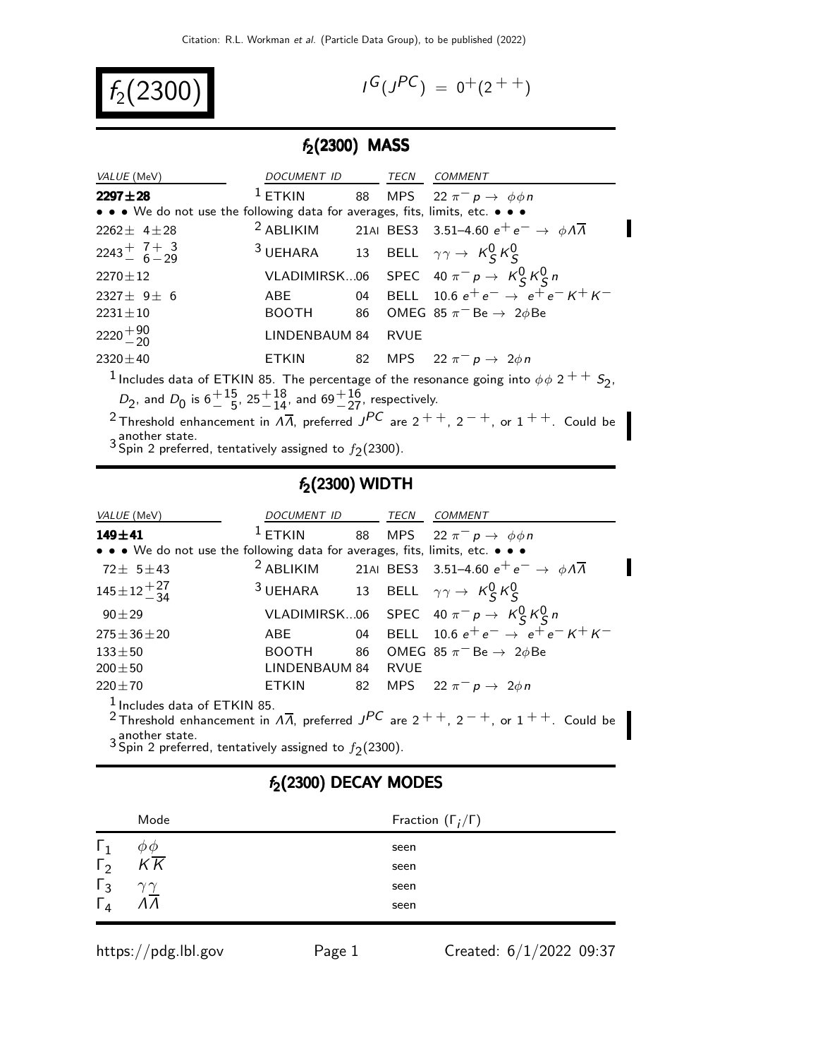# $f_2(2300)$

$I^G(J^{PC}) = 0^+(2^{++})$

## $f_2(2300)$ MASS

| VALUE (MeV) | DOCUMENT ID | | TECN | COMMENT |
|---|---|---|---|---|
| **2297±28** | [1] ETKIN | 88 | MPS | 22 $\pi^- p \to \phi\phi n$ |
| • • • We do not use the following data for averages, fits, limits, etc. • • • | | | | |
| $2262 \pm 4 \pm 28$ | [2] ABLIKIM | 21AI | BES3 | 3.51–4.60 $e^+e^- \to \phi\Lambda\overline{\Lambda}$ |
| $2243^{+7}_{-6}{}^{+3}_{-29}$ | [3] UEHARA | 13 | BELL | $\gamma\gamma \to K^0_S K^0_S$ |
| $2270 \pm 12$ | VLADIMIRSK...06 | | SPEC | 40 $\pi^- p \to K^0_S K^0_S n$ |
| $2327 \pm 9 \pm 6$ | ABE | 04 | BELL | 10.6 $e^+e^- \to e^+e^- K^+K^-$ |
| $2231 \pm 10$ | BOOTH | 86 | OMEG | 85 $\pi^-$ Be $\to 2\phi$Be |
| $2220^{+90}_{-20}$ | LINDENBAUM 84 | | RVUE | |
| $2320 \pm 40$ | ETKIN | 82 | MPS | 22 $\pi^- p \to 2\phi n$ |

[1] Includes data of ETKIN 85. The percentage of the resonance going into $\phi\phi$ $2^{++}$ $S_2$, $D_2$, and $D_0$ is $6^{+15}_{-5}$, $25^{+18}_{-14}$, and $69^{+16}_{-27}$, respectively.

[2] Threshold enhancement in $\Lambda\overline{\Lambda}$, preferred $J^{PC}$ are $2^{++}$, $2^{-+}$, or $1^{++}$. Could be another state.

[3] Spin 2 preferred, tentatively assigned to $f_2(2300)$.

## $f_2(2300)$ WIDTH

| VALUE (MeV) | DOCUMENT ID | | TECN | COMMENT |
|---|---|---|---|---|
| **149±41** | [1] ETKIN | 88 | MPS | 22 $\pi^- p \to \phi\phi n$ |
| • • • We do not use the following data for averages, fits, limits, etc. • • • | | | | |
| $72 \pm 5 \pm 43$ | [2] ABLIKIM | 21AI | BES3 | 3.51–4.60 $e^+e^- \to \phi\Lambda\overline{\Lambda}$ |
| $145 \pm 12^{+27}_{-34}$ | [3] UEHARA | 13 | BELL | $\gamma\gamma \to K^0_S K^0_S$ |
| $90 \pm 29$ | VLADIMIRSK...06 | | SPEC | 40 $\pi^- p \to K^0_S K^0_S n$ |
| $275 \pm 36 \pm 20$ | ABE | 04 | BELL | 10.6 $e^+e^- \to e^+e^- K^+K^-$ |
| $133 \pm 50$ | BOOTH | 86 | OMEG | 85 $\pi^-$ Be $\to 2\phi$Be |
| $200 \pm 50$ | LINDENBAUM 84 | | RVUE | |
| $220 \pm 70$ | ETKIN | 82 | MPS | 22 $\pi^- p \to 2\phi n$ |

[1] Includes data of ETKIN 85.

[2] Threshold enhancement in $\Lambda\overline{\Lambda}$, preferred $J^{PC}$ are $2^{++}$, $2^{-+}$, or $1^{++}$. Could be another state.

[3] Spin 2 preferred, tentatively assigned to $f_2(2300)$.

## $f_2(2300)$ DECAY MODES

| | Mode | Fraction ($\Gamma_i/\Gamma$) |
|---|---|---|
| $\Gamma_1$ | $\phi\phi$ | seen |
| $\Gamma_2$ | $K\overline{K}$ | seen |
| $\Gamma_3$ | $\gamma\gamma$ | seen |
| $\Gamma_4$ | $\Lambda\overline{\Lambda}$ | seen |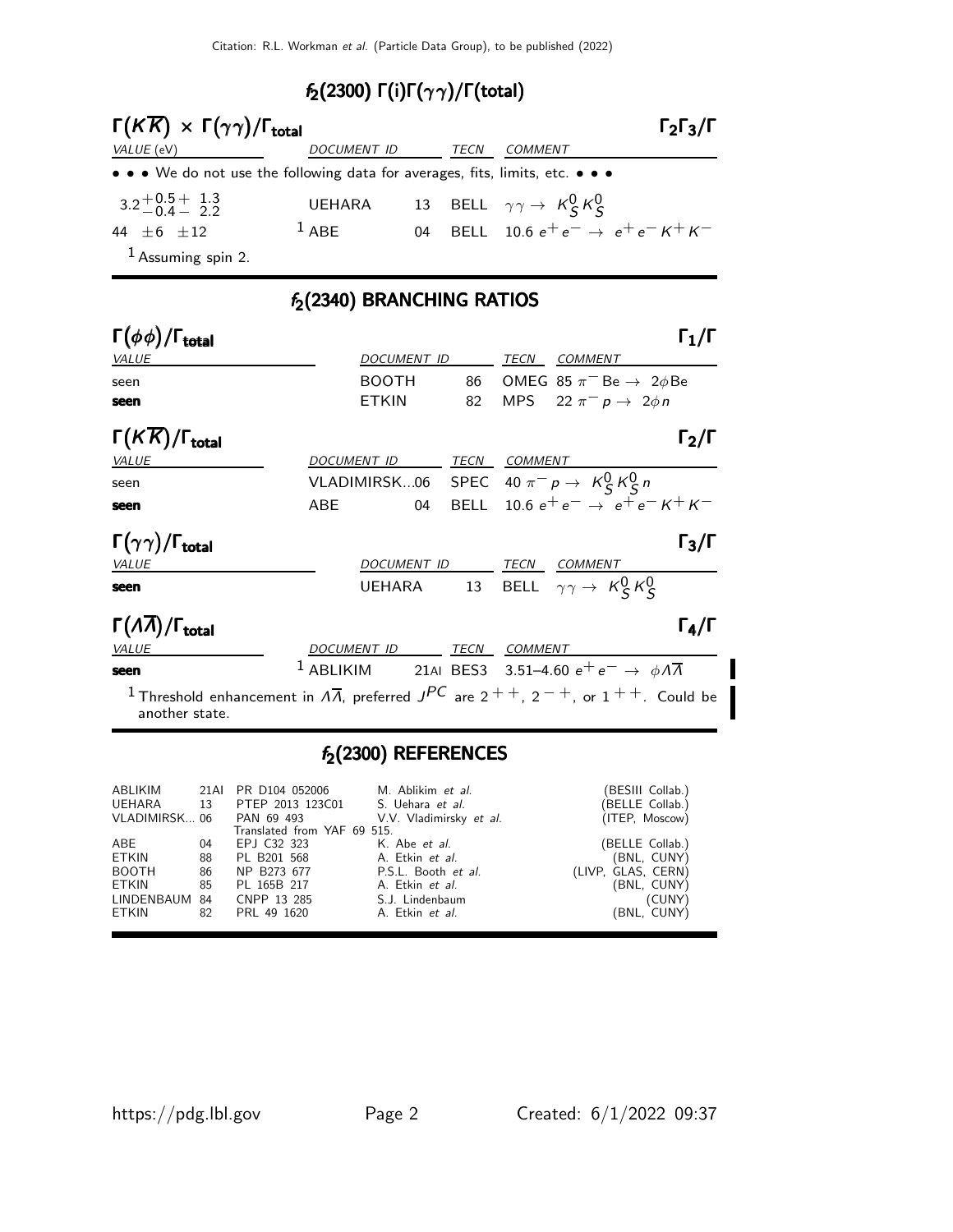## $f_2(2300)$ $\Gamma(i)\Gamma(\gamma\gamma)/\Gamma(\text{total})$

### $\Gamma(K\overline{K}) \times \Gamma(\gamma\gamma)/\Gamma_{\text{total}}$ — $\Gamma_2\Gamma_3/\Gamma$

| VALUE (eV) | DOCUMENT ID | | TECN | COMMENT |
|---|---|---|---|---|
| • • • We do not use the following data for averages, fits, limits, etc. • • • | | | | |
| $3.2^{+0.5}_{-0.4}{}^{+1.3}_{-2.2}$ | UEHARA | 13 | BELL | $\gamma\gamma \to K^0_S K^0_S$ |
| $44 \pm 6 \pm 12$ | [1] ABE | 04 | BELL | $10.6\ e^+e^- \to e^+e^- K^+K^-$ |

[1] Assuming spin 2.

## $f_2(2340)$ BRANCHING RATIOS

### $\Gamma(\phi\phi)/\Gamma_{\text{total}}$ — $\Gamma_1/\Gamma$

| VALUE | DOCUMENT ID | | TECN | COMMENT |
|---|---|---|---|---|
| seen | BOOTH | 86 | OMEG | $85\ \pi^- \text{Be} \to 2\phi\text{Be}$ |
| **seen** | ETKIN | 82 | MPS | $22\ \pi^- p \to 2\phi n$ |

### $\Gamma(K\overline{K})/\Gamma_{\text{total}}$ — $\Gamma_2/\Gamma$

| VALUE | DOCUMENT ID | | TECN | COMMENT |
|---|---|---|---|---|
| seen | VLADIMIRSK... | 06 | SPEC | $40\ \pi^- p \to K^0_S K^0_S n$ |
| **seen** | ABE | 04 | BELL | $10.6\ e^+e^- \to e^+e^- K^+K^-$ |

### $\Gamma(\gamma\gamma)/\Gamma_{\text{total}}$ — $\Gamma_3/\Gamma$

| VALUE | DOCUMENT ID | | TECN | COMMENT |
|---|---|---|---|---|
| **seen** | UEHARA | 13 | BELL | $\gamma\gamma \to K^0_S K^0_S$ |

### $\Gamma(\Lambda\overline{\Lambda})/\Gamma_{\text{total}}$ — $\Gamma_4/\Gamma$

| VALUE | DOCUMENT ID | | TECN | COMMENT |
|---|---|---|---|---|
| **seen** | [1] ABLIKIM | 21AI | BES3 | 3.51–4.60 $e^+e^- \to \phi\Lambda\overline{\Lambda}$ |

[1] Threshold enhancement in $\Lambda\overline{\Lambda}$, preferred $J^{PC}$ are $2^{++}$, $2^{-+}$, or $1^{++}$. Could be another state.

## $f_2(2300)$ REFERENCES

| | | | | |
|---|---|---|---|---|
| ABLIKIM | 21AI | PR D104 052006 | M. Ablikim *et al.* | (BESIII Collab.) |
| UEHARA | 13 | PTEP 2013 123C01 | S. Uehara *et al.* | (BELLE Collab.) |
| VLADIMIRSK... | 06 | PAN 69 493 | V.V. Vladimirsky *et al.* | (ITEP, Moscow) |
| | | Translated from YAF 69 515. | | |
| ABE | 04 | EPJ C32 323 | K. Abe *et al.* | (BELLE Collab.) |
| ETKIN | 88 | PL B201 568 | A. Etkin *et al.* | (BNL, CUNY) |
| BOOTH | 86 | NP B273 677 | P.S.L. Booth *et al.* | (LIVP, GLAS, CERN) |
| ETKIN | 85 | PL 165B 217 | A. Etkin *et al.* | (BNL, CUNY) |
| LINDENBAUM | 84 | CNPP 13 285 | S.J. Lindenbaum | (CUNY) |
| ETKIN | 82 | PRL 49 1620 | A. Etkin *et al.* | (BNL, CUNY) |